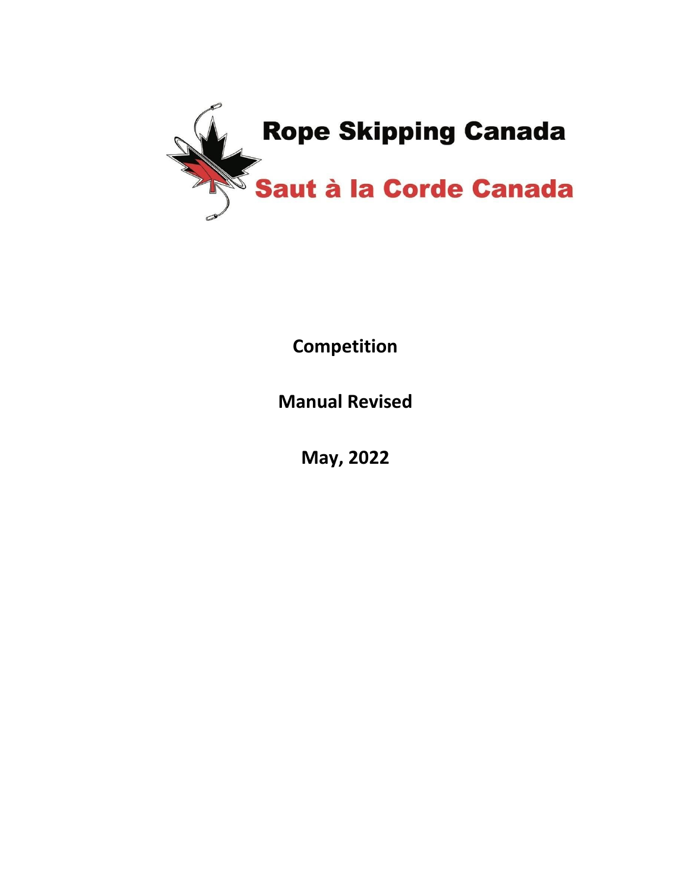# Rope Skipping Canada

# Saut à la Corde Canada

**Competition**

**Manual Revised**

**May, 2022**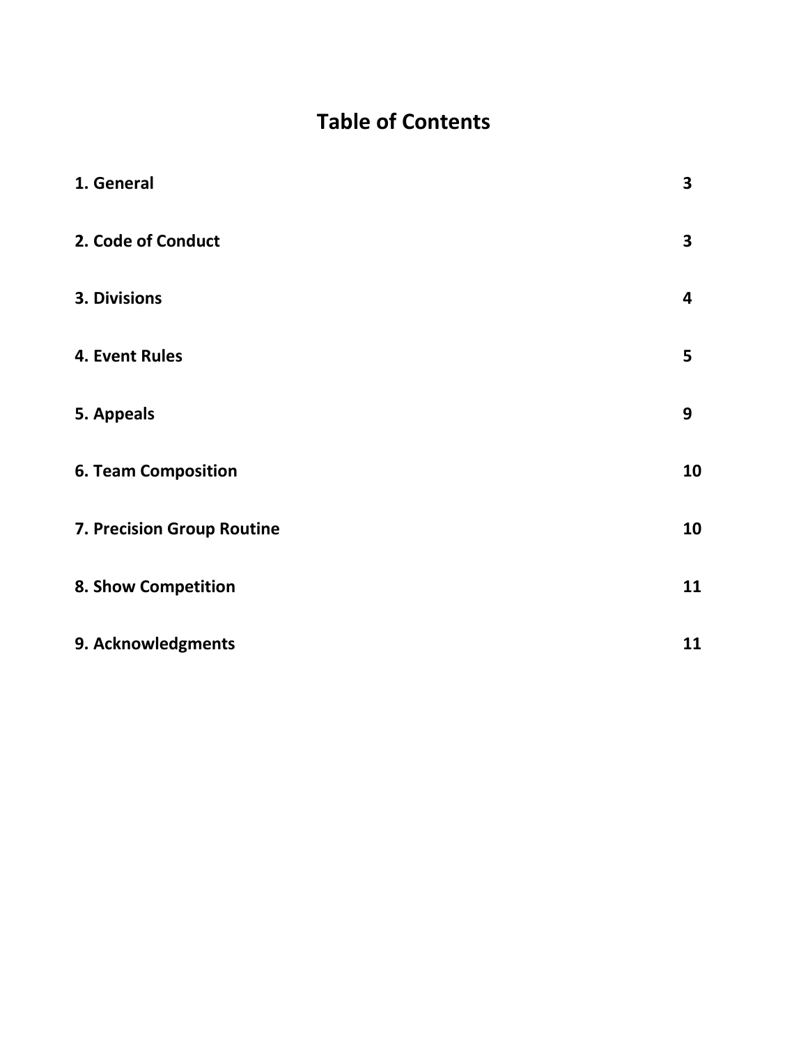# Table of Contents

| | |
|---|---|
| **1. General** | **3** |
| **2. Code of Conduct** | **3** |
| **3. Divisions** | **4** |
| **4. Event Rules** | **5** |
| **5. Appeals** | **9** |
| **6. Team Composition** | **10** |
| **7. Precision Group Routine** | **10** |
| **8. Show Competition** | **11** |
| **9. Acknowledgments** | **11** |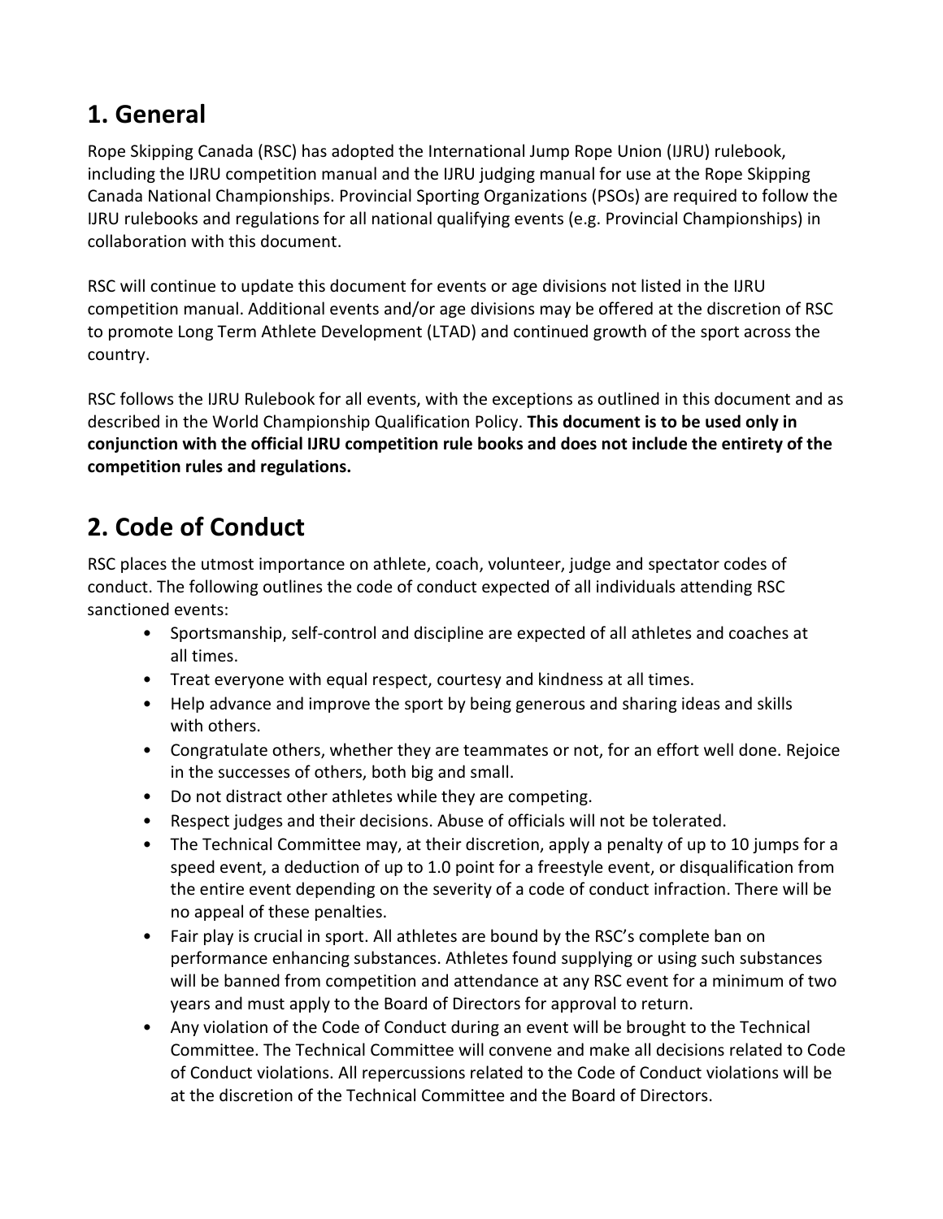## 1. General

Rope Skipping Canada (RSC) has adopted the International Jump Rope Union (IJRU) rulebook, including the IJRU competition manual and the IJRU judging manual for use at the Rope Skipping Canada National Championships. Provincial Sporting Organizations (PSOs) are required to follow the IJRU rulebooks and regulations for all national qualifying events (e.g. Provincial Championships) in collaboration with this document.

RSC will continue to update this document for events or age divisions not listed in the IJRU competition manual. Additional events and/or age divisions may be offered at the discretion of RSC to promote Long Term Athlete Development (LTAD) and continued growth of the sport across the country.

RSC follows the IJRU Rulebook for all events, with the exceptions as outlined in this document and as described in the World Championship Qualification Policy. **This document is to be used only in conjunction with the official IJRU competition rule books and does not include the entirety of the competition rules and regulations.**

## 2. Code of Conduct

RSC places the utmost importance on athlete, coach, volunteer, judge and spectator codes of conduct. The following outlines the code of conduct expected of all individuals attending RSC sanctioned events:

- Sportsmanship, self-control and discipline are expected of all athletes and coaches at all times.
- Treat everyone with equal respect, courtesy and kindness at all times.
- Help advance and improve the sport by being generous and sharing ideas and skills with others.
- Congratulate others, whether they are teammates or not, for an effort well done. Rejoice in the successes of others, both big and small.
- Do not distract other athletes while they are competing.
- Respect judges and their decisions. Abuse of officials will not be tolerated.
- The Technical Committee may, at their discretion, apply a penalty of up to 10 jumps for a speed event, a deduction of up to 1.0 point for a freestyle event, or disqualification from the entire event depending on the severity of a code of conduct infraction. There will be no appeal of these penalties.
- Fair play is crucial in sport. All athletes are bound by the RSC's complete ban on performance enhancing substances. Athletes found supplying or using such substances will be banned from competition and attendance at any RSC event for a minimum of two years and must apply to the Board of Directors for approval to return.
- Any violation of the Code of Conduct during an event will be brought to the Technical Committee. The Technical Committee will convene and make all decisions related to Code of Conduct violations. All repercussions related to the Code of Conduct violations will be at the discretion of the Technical Committee and the Board of Directors.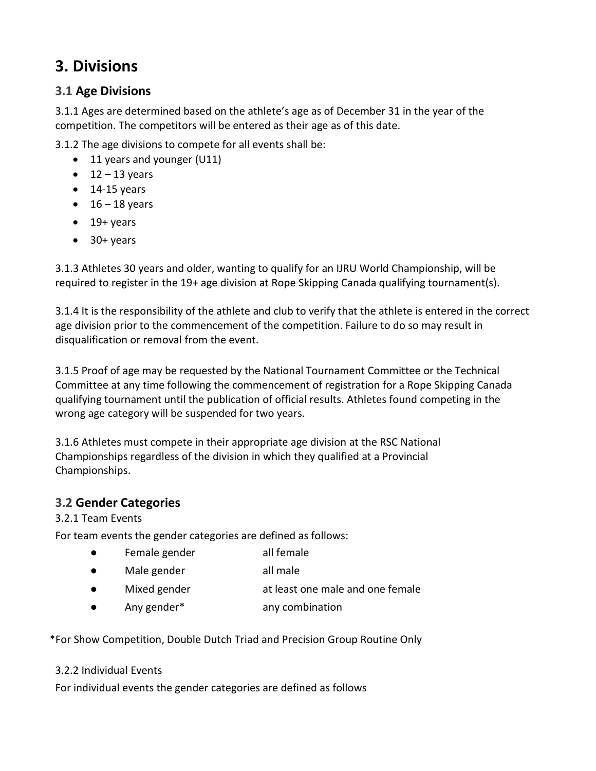# 3. Divisions

## 3.1 Age Divisions

3.1.1 Ages are determined based on the athlete's age as of December 31 in the year of the competition. The competitors will be entered as their age as of this date.

3.1.2 The age divisions to compete for all events shall be:

- 11 years and younger (U11)
- 12 – 13 years
- 14-15 years
- 16 – 18 years
- 19+ years
- 30+ years

3.1.3 Athletes 30 years and older, wanting to qualify for an IJRU World Championship, will be required to register in the 19+ age division at Rope Skipping Canada qualifying tournament(s).

3.1.4 It is the responsibility of the athlete and club to verify that the athlete is entered in the correct age division prior to the commencement of the competition. Failure to do so may result in disqualification or removal from the event.

3.1.5 Proof of age may be requested by the National Tournament Committee or the Technical Committee at any time following the commencement of registration for a Rope Skipping Canada qualifying tournament until the publication of official results. Athletes found competing in the wrong age category will be suspended for two years.

3.1.6 Athletes must compete in their appropriate age division at the RSC National Championships regardless of the division in which they qualified at a Provincial Championships.

## 3.2 Gender Categories

3.2.1 Team Events

For team events the gender categories are defined as follows:

- Female gender — all female
- Male gender — all male
- Mixed gender — at least one male and one female
- Any gender* — any combination

*For Show Competition, Double Dutch Triad and Precision Group Routine Only

3.2.2 Individual Events

For individual events the gender categories are defined as follows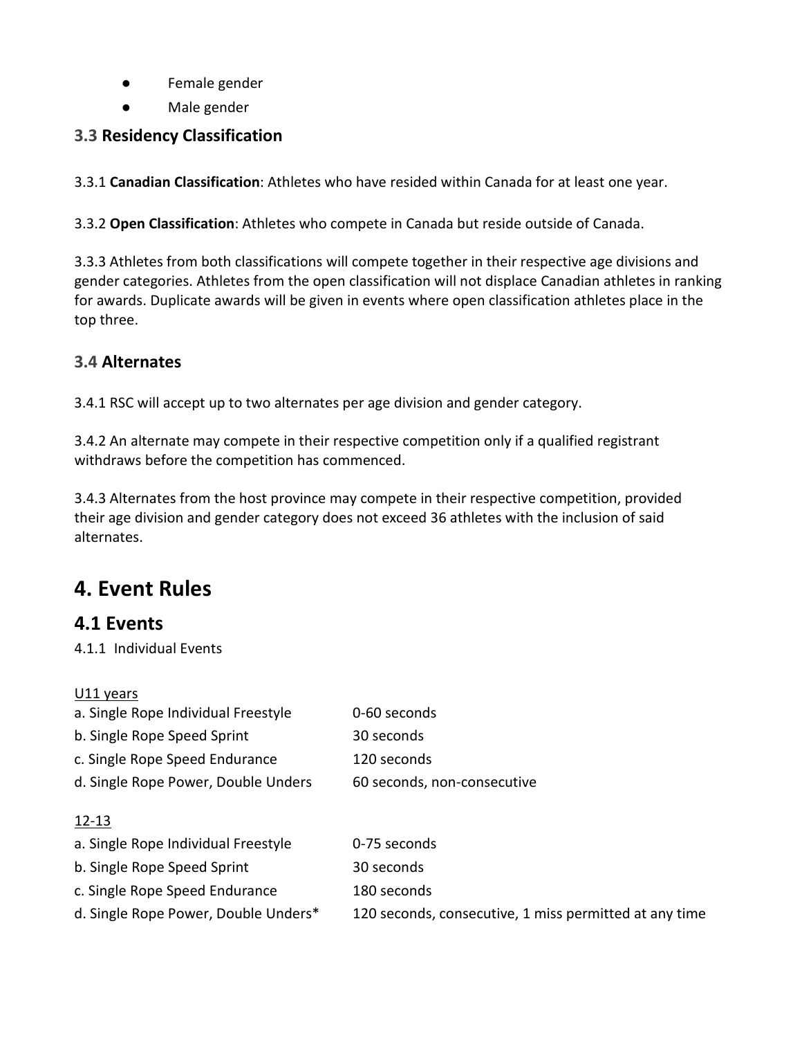- Female gender
- Male gender

### 3.3 Residency Classification

3.3.1 **Canadian Classification**: Athletes who have resided within Canada for at least one year.

3.3.2 **Open Classification**: Athletes who compete in Canada but reside outside of Canada.

3.3.3 Athletes from both classifications will compete together in their respective age divisions and gender categories. Athletes from the open classification will not displace Canadian athletes in ranking for awards. Duplicate awards will be given in events where open classification athletes place in the top three.

### 3.4 Alternates

3.4.1 RSC will accept up to two alternates per age division and gender category.

3.4.2 An alternate may compete in their respective competition only if a qualified registrant withdraws before the competition has commenced.

3.4.3 Alternates from the host province may compete in their respective competition, provided their age division and gender category does not exceed 36 athletes with the inclusion of said alternates.

# 4. Event Rules

## 4.1 Events

4.1.1 Individual Events

U11 years

| | |
|---|---|
| a. Single Rope Individual Freestyle | 0-60 seconds |
| b. Single Rope Speed Sprint | 30 seconds |
| c. Single Rope Speed Endurance | 120 seconds |
| d. Single Rope Power, Double Unders | 60 seconds, non-consecutive |

12-13

| | |
|---|---|
| a. Single Rope Individual Freestyle | 0-75 seconds |
| b. Single Rope Speed Sprint | 30 seconds |
| c. Single Rope Speed Endurance | 180 seconds |
| d. Single Rope Power, Double Unders* | 120 seconds, consecutive, 1 miss permitted at any time |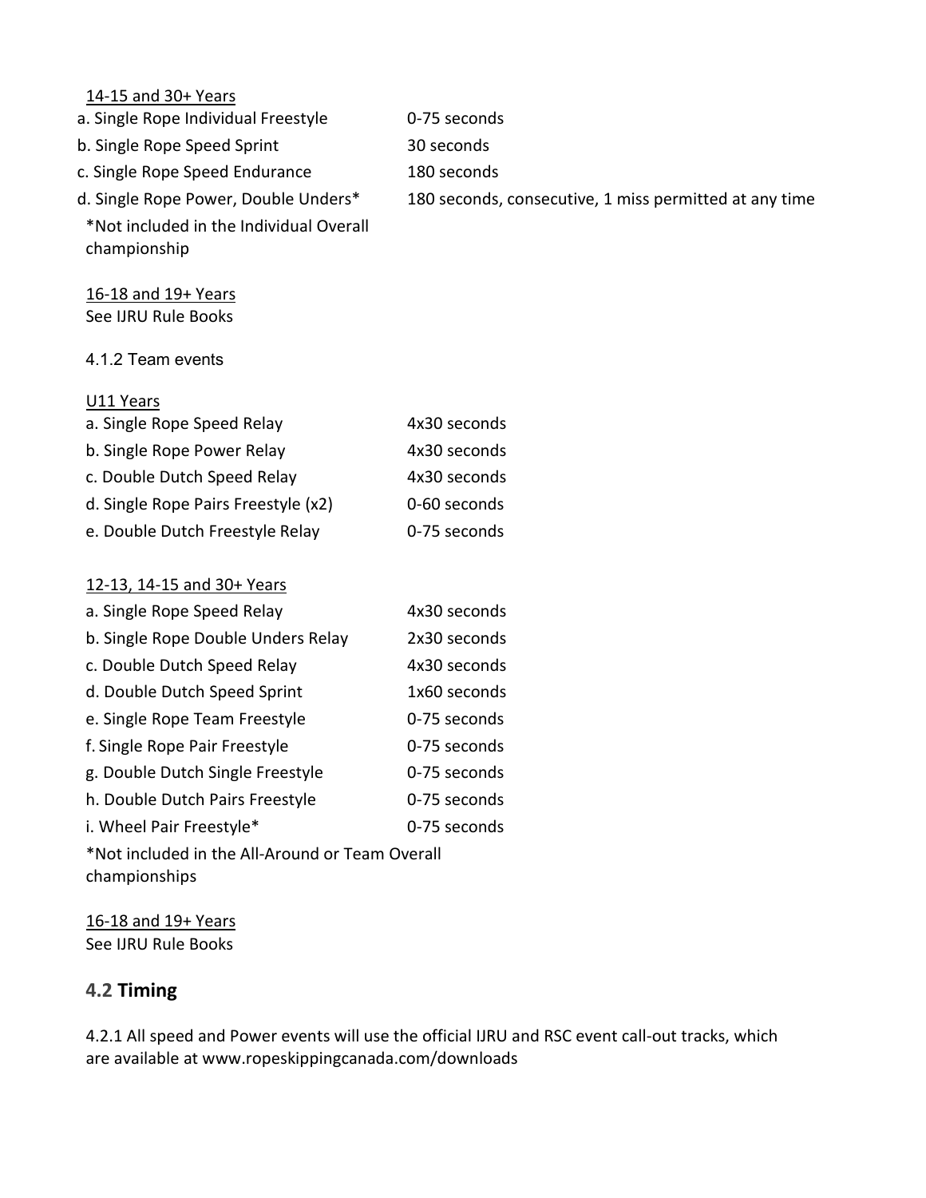14-15 and 30+ Years

| | |
|---|---|
| a. Single Rope Individual Freestyle | 0-75 seconds |
| b. Single Rope Speed Sprint | 30 seconds |
| c. Single Rope Speed Endurance | 180 seconds |
| d. Single Rope Power, Double Unders* | 180 seconds, consecutive, 1 miss permitted at any time |

*Not included in the Individual Overall championship

16-18 and 19+ Years
See IJRU Rule Books

4.1.2 Team events

U11 Years

| | |
|---|---|
| a. Single Rope Speed Relay | 4x30 seconds |
| b. Single Rope Power Relay | 4x30 seconds |
| c. Double Dutch Speed Relay | 4x30 seconds |
| d. Single Rope Pairs Freestyle (x2) | 0-60 seconds |
| e. Double Dutch Freestyle Relay | 0-75 seconds |

12-13, 14-15 and 30+ Years

| | |
|---|---|
| a. Single Rope Speed Relay | 4x30 seconds |
| b. Single Rope Double Unders Relay | 2x30 seconds |
| c. Double Dutch Speed Relay | 4x30 seconds |
| d. Double Dutch Speed Sprint | 1x60 seconds |
| e. Single Rope Team Freestyle | 0-75 seconds |
| f. Single Rope Pair Freestyle | 0-75 seconds |
| g. Double Dutch Single Freestyle | 0-75 seconds |
| h. Double Dutch Pairs Freestyle | 0-75 seconds |
| i. Wheel Pair Freestyle* | 0-75 seconds |

*Not included in the All-Around or Team Overall championships

16-18 and 19+ Years
See IJRU Rule Books

## 4.2 Timing

4.2.1 All speed and Power events will use the official IJRU and RSC event call-out tracks, which are available at www.ropeskippingcanada.com/downloads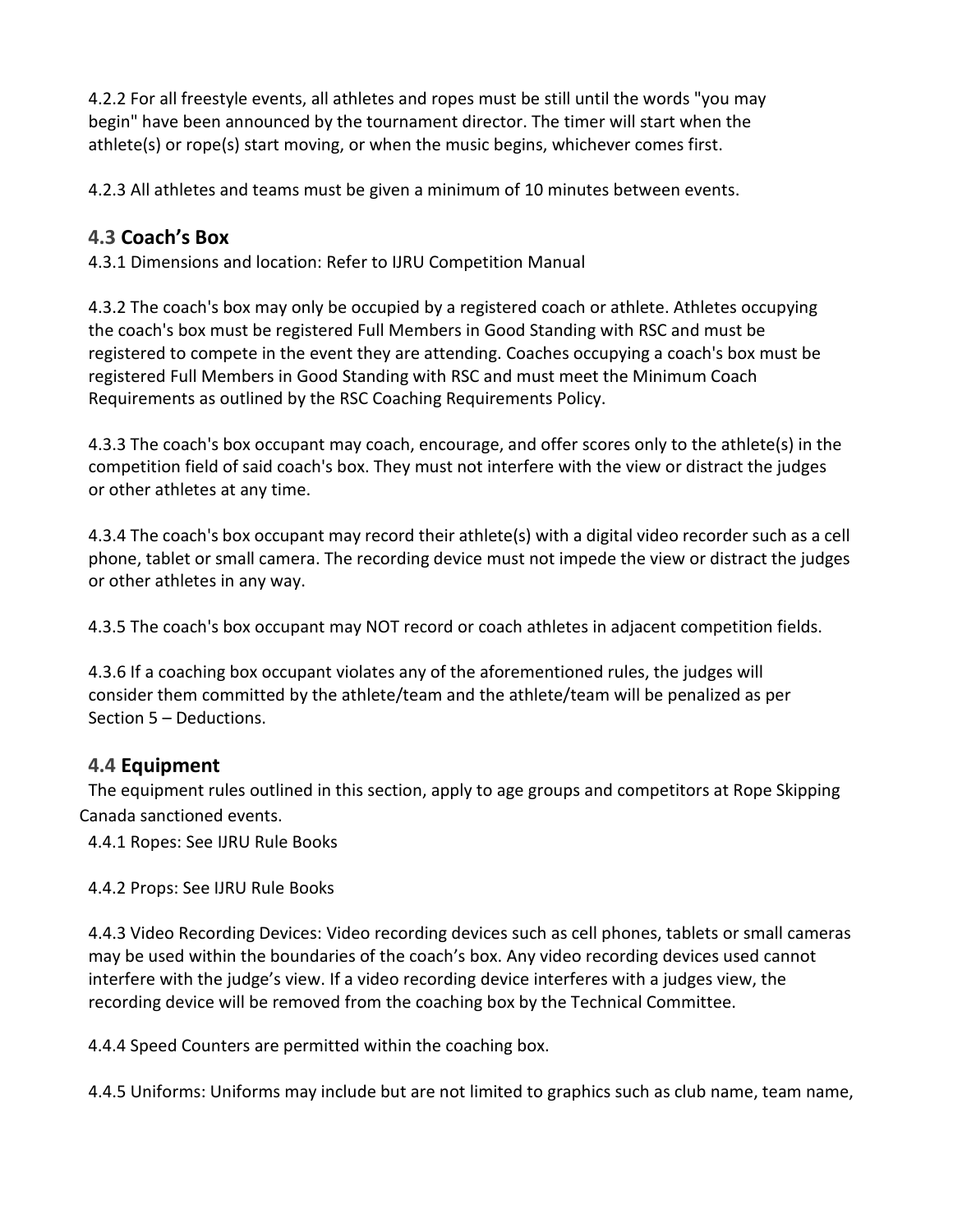4.2.2 For all freestyle events, all athletes and ropes must be still until the words "you may begin" have been announced by the tournament director. The timer will start when the athlete(s) or rope(s) start moving, or when the music begins, whichever comes first.

4.2.3 All athletes and teams must be given a minimum of 10 minutes between events.

### 4.3 Coach's Box

4.3.1 Dimensions and location: Refer to IJRU Competition Manual

4.3.2 The coach's box may only be occupied by a registered coach or athlete. Athletes occupying the coach's box must be registered Full Members in Good Standing with RSC and must be registered to compete in the event they are attending. Coaches occupying a coach's box must be registered Full Members in Good Standing with RSC and must meet the Minimum Coach Requirements as outlined by the RSC Coaching Requirements Policy.

4.3.3 The coach's box occupant may coach, encourage, and offer scores only to the athlete(s) in the competition field of said coach's box. They must not interfere with the view or distract the judges or other athletes at any time.

4.3.4 The coach's box occupant may record their athlete(s) with a digital video recorder such as a cell phone, tablet or small camera. The recording device must not impede the view or distract the judges or other athletes in any way.

4.3.5 The coach's box occupant may NOT record or coach athletes in adjacent competition fields.

4.3.6 If a coaching box occupant violates any of the aforementioned rules, the judges will consider them committed by the athlete/team and the athlete/team will be penalized as per Section 5 – Deductions.

### 4.4 Equipment

The equipment rules outlined in this section, apply to age groups and competitors at Rope Skipping Canada sanctioned events.

4.4.1 Ropes: See IJRU Rule Books

4.4.2 Props: See IJRU Rule Books

4.4.3 Video Recording Devices: Video recording devices such as cell phones, tablets or small cameras may be used within the boundaries of the coach's box. Any video recording devices used cannot interfere with the judge's view. If a video recording device interferes with a judges view, the recording device will be removed from the coaching box by the Technical Committee.

4.4.4 Speed Counters are permitted within the coaching box.

4.4.5 Uniforms: Uniforms may include but are not limited to graphics such as club name, team name,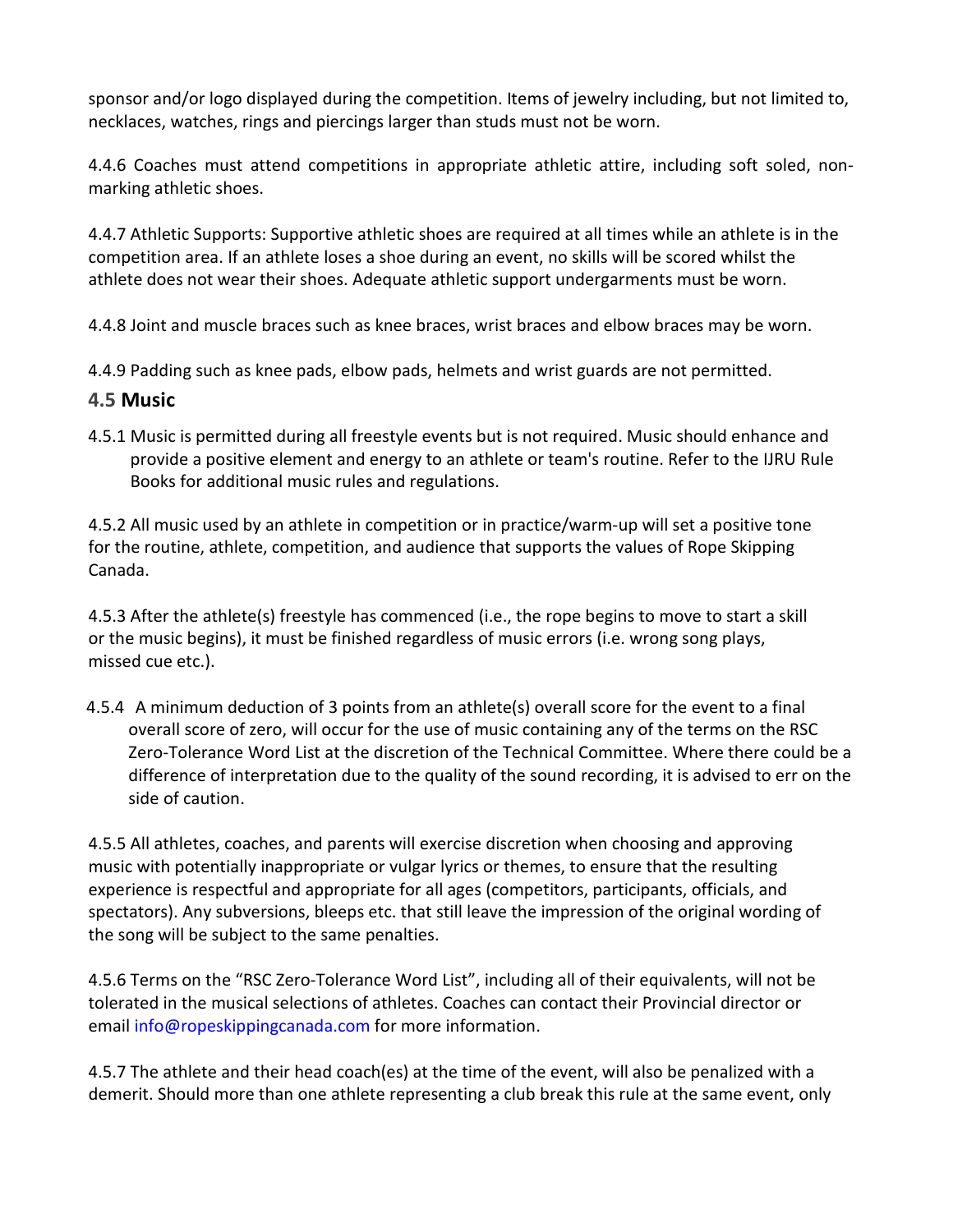sponsor and/or logo displayed during the competition. Items of jewelry including, but not limited to, necklaces, watches, rings and piercings larger than studs must not be worn.

4.4.6 Coaches must attend competitions in appropriate athletic attire, including soft soled, non-marking athletic shoes.

4.4.7 Athletic Supports: Supportive athletic shoes are required at all times while an athlete is in the competition area. If an athlete loses a shoe during an event, no skills will be scored whilst the athlete does not wear their shoes. Adequate athletic support undergarments must be worn.

4.4.8 Joint and muscle braces such as knee braces, wrist braces and elbow braces may be worn.

4.4.9 Padding such as knee pads, elbow pads, helmets and wrist guards are not permitted.

### 4.5 Music

4.5.1 Music is permitted during all freestyle events but is not required. Music should enhance and provide a positive element and energy to an athlete or team's routine. Refer to the IJRU Rule Books for additional music rules and regulations.

4.5.2 All music used by an athlete in competition or in practice/warm-up will set a positive tone for the routine, athlete, competition, and audience that supports the values of Rope Skipping Canada.

4.5.3 After the athlete(s) freestyle has commenced (i.e., the rope begins to move to start a skill or the music begins), it must be finished regardless of music errors (i.e. wrong song plays, missed cue etc.).

4.5.4 A minimum deduction of 3 points from an athlete(s) overall score for the event to a final overall score of zero, will occur for the use of music containing any of the terms on the RSC Zero-Tolerance Word List at the discretion of the Technical Committee. Where there could be a difference of interpretation due to the quality of the sound recording, it is advised to err on the side of caution.

4.5.5 All athletes, coaches, and parents will exercise discretion when choosing and approving music with potentially inappropriate or vulgar lyrics or themes, to ensure that the resulting experience is respectful and appropriate for all ages (competitors, participants, officials, and spectators). Any subversions, bleeps etc. that still leave the impression of the original wording of the song will be subject to the same penalties.

4.5.6 Terms on the "RSC Zero-Tolerance Word List", including all of their equivalents, will not be tolerated in the musical selections of athletes. Coaches can contact their Provincial director or email info@ropeskippingcanada.com for more information.

4.5.7 The athlete and their head coach(es) at the time of the event, will also be penalized with a demerit. Should more than one athlete representing a club break this rule at the same event, only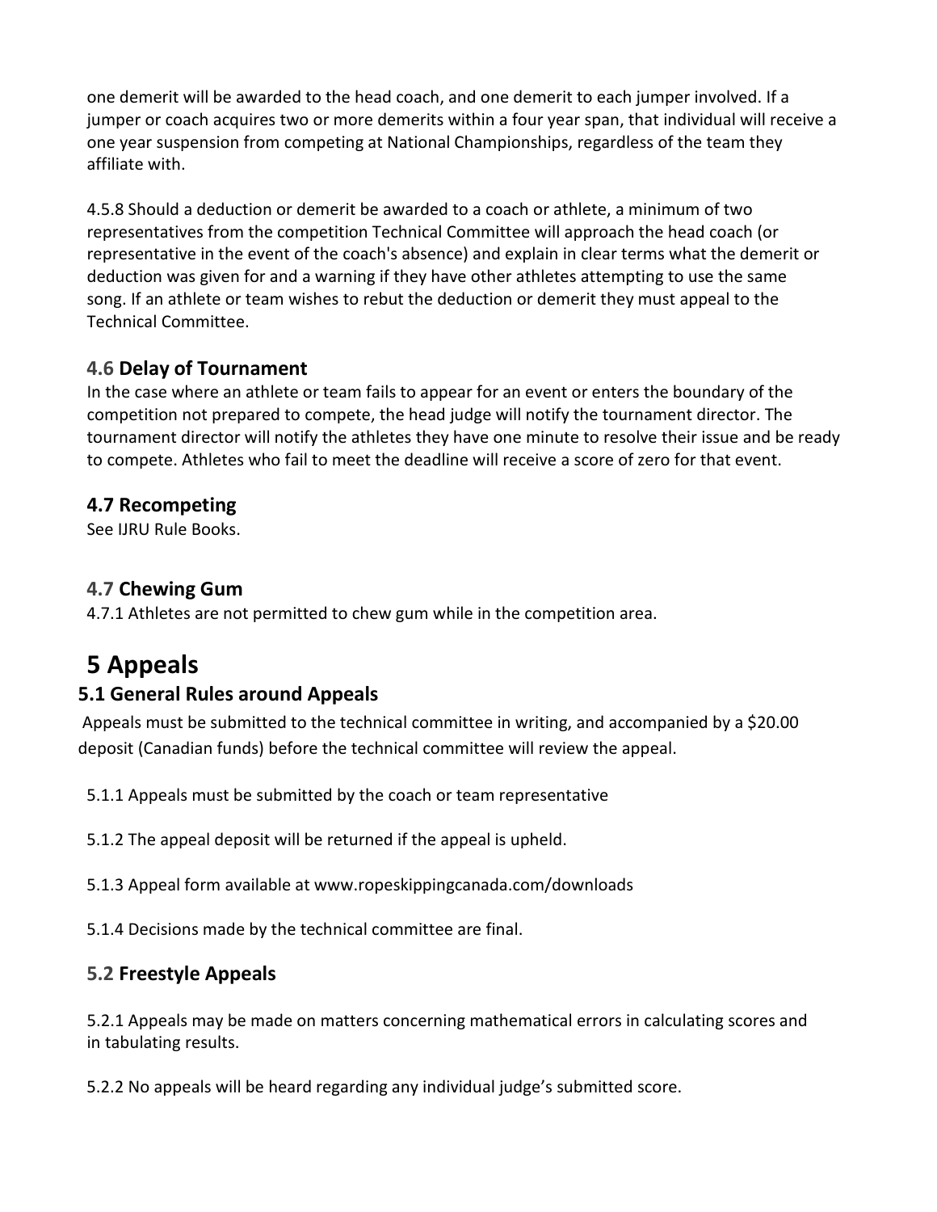one demerit will be awarded to the head coach, and one demerit to each jumper involved. If a jumper or coach acquires two or more demerits within a four year span, that individual will receive a one year suspension from competing at National Championships, regardless of the team they affiliate with.

4.5.8 Should a deduction or demerit be awarded to a coach or athlete, a minimum of two representatives from the competition Technical Committee will approach the head coach (or representative in the event of the coach's absence) and explain in clear terms what the demerit or deduction was given for and a warning if they have other athletes attempting to use the same song. If an athlete or team wishes to rebut the deduction or demerit they must appeal to the Technical Committee.

### 4.6 Delay of Tournament

In the case where an athlete or team fails to appear for an event or enters the boundary of the competition not prepared to compete, the head judge will notify the tournament director. The tournament director will notify the athletes they have one minute to resolve their issue and be ready to compete. Athletes who fail to meet the deadline will receive a score of zero for that event.

### 4.7 Recompeting

See IJRU Rule Books.

### 4.7 Chewing Gum

4.7.1 Athletes are not permitted to chew gum while in the competition area.

# 5 Appeals

## 5.1 General Rules around Appeals

Appeals must be submitted to the technical committee in writing, and accompanied by a $20.00 deposit (Canadian funds) before the technical committee will review the appeal.

5.1.1 Appeals must be submitted by the coach or team representative

5.1.2 The appeal deposit will be returned if the appeal is upheld.

5.1.3 Appeal form available at www.ropeskippingcanada.com/downloads

5.1.4 Decisions made by the technical committee are final.

### 5.2 Freestyle Appeals

5.2.1 Appeals may be made on matters concerning mathematical errors in calculating scores and in tabulating results.

5.2.2 No appeals will be heard regarding any individual judge's submitted score.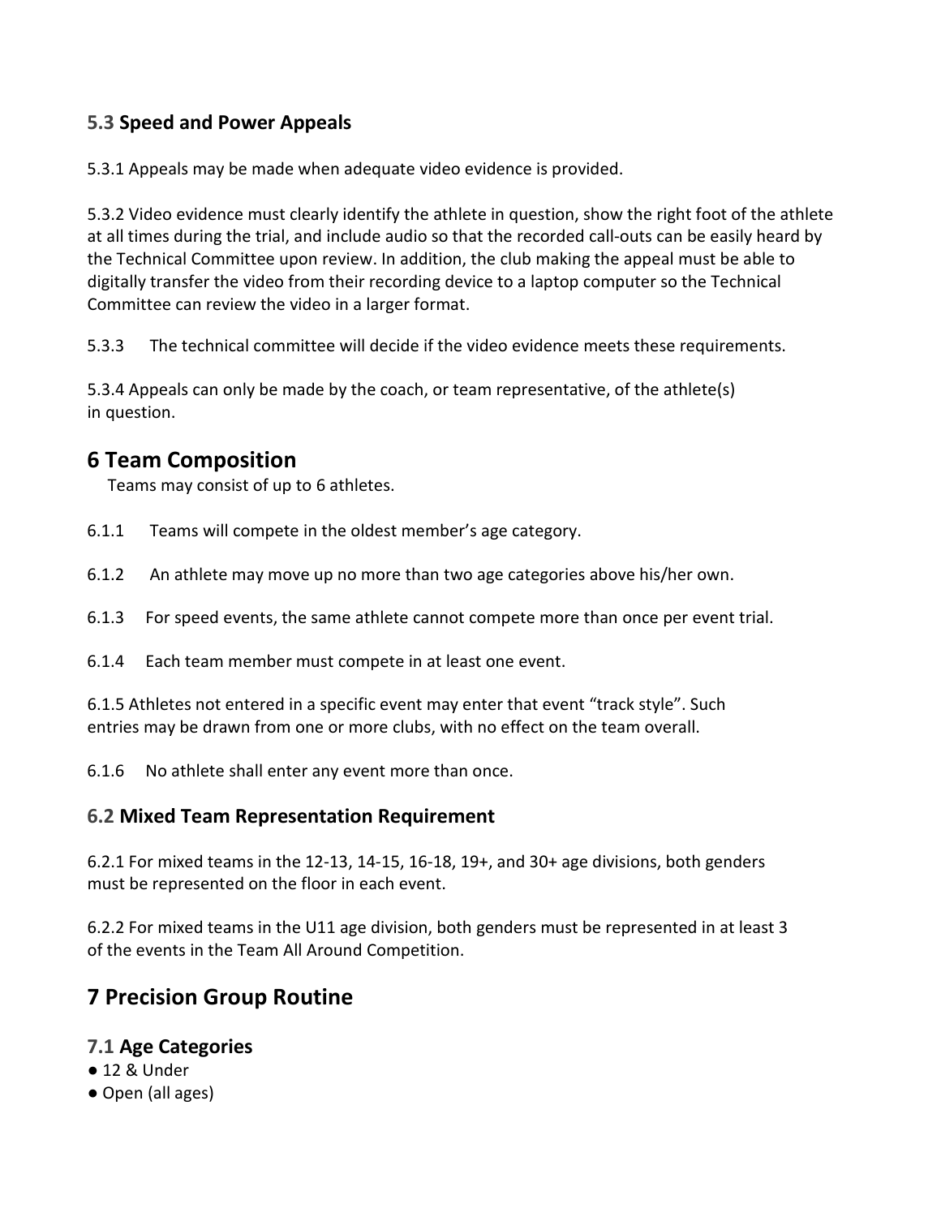### 5.3 Speed and Power Appeals

5.3.1 Appeals may be made when adequate video evidence is provided.

5.3.2 Video evidence must clearly identify the athlete in question, show the right foot of the athlete at all times during the trial, and include audio so that the recorded call-outs can be easily heard by the Technical Committee upon review. In addition, the club making the appeal must be able to digitally transfer the video from their recording device to a laptop computer so the Technical Committee can review the video in a larger format.

5.3.3 The technical committee will decide if the video evidence meets these requirements.

5.3.4 Appeals can only be made by the coach, or team representative, of the athlete(s) in question.

## 6 Team Composition

Teams may consist of up to 6 athletes.

6.1.1 Teams will compete in the oldest member's age category.

6.1.2 An athlete may move up no more than two age categories above his/her own.

6.1.3 For speed events, the same athlete cannot compete more than once per event trial.

6.1.4 Each team member must compete in at least one event.

6.1.5 Athletes not entered in a specific event may enter that event "track style". Such entries may be drawn from one or more clubs, with no effect on the team overall.

6.1.6 No athlete shall enter any event more than once.

### 6.2 Mixed Team Representation Requirement

6.2.1 For mixed teams in the 12-13, 14-15, 16-18, 19+, and 30+ age divisions, both genders must be represented on the floor in each event.

6.2.2 For mixed teams in the U11 age division, both genders must be represented in at least 3 of the events in the Team All Around Competition.

## 7 Precision Group Routine

### 7.1 Age Categories

- 12 & Under
- Open (all ages)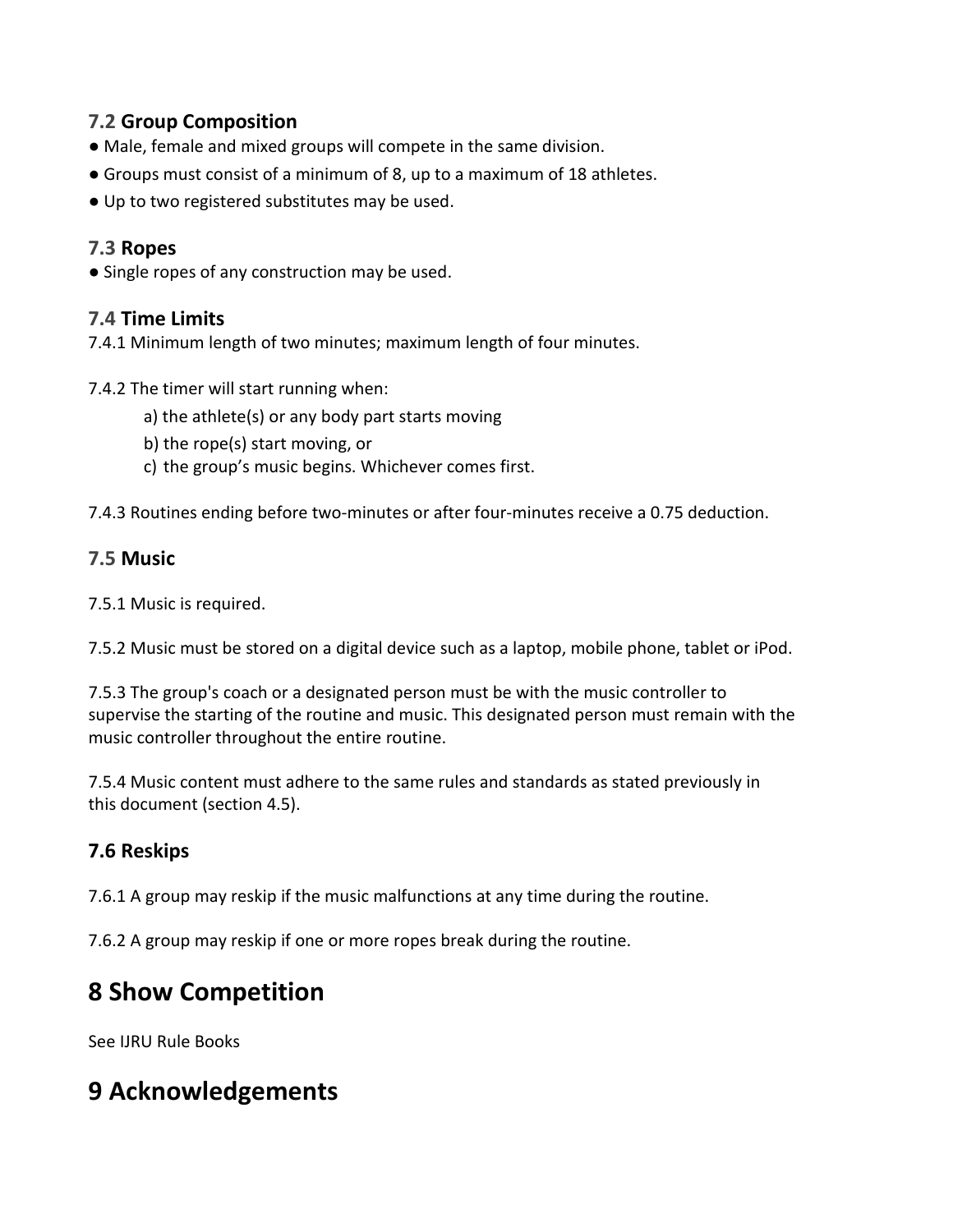### 7.2 Group Composition

- Male, female and mixed groups will compete in the same division.
- Groups must consist of a minimum of 8, up to a maximum of 18 athletes.
- Up to two registered substitutes may be used.

### 7.3 Ropes

- Single ropes of any construction may be used.

### 7.4 Time Limits

7.4.1 Minimum length of two minutes; maximum length of four minutes.

7.4.2 The timer will start running when:

a) the athlete(s) or any body part starts moving

b) the rope(s) start moving, or

c) the group's music begins. Whichever comes first.

7.4.3 Routines ending before two-minutes or after four-minutes receive a 0.75 deduction.

### 7.5 Music

7.5.1 Music is required.

7.5.2 Music must be stored on a digital device such as a laptop, mobile phone, tablet or iPod.

7.5.3 The group's coach or a designated person must be with the music controller to supervise the starting of the routine and music. This designated person must remain with the music controller throughout the entire routine.

7.5.4 Music content must adhere to the same rules and standards as stated previously in this document (section 4.5).

### 7.6 Reskips

7.6.1 A group may reskip if the music malfunctions at any time during the routine.

7.6.2 A group may reskip if one or more ropes break during the routine.

## 8 Show Competition

See IJRU Rule Books

## 9 Acknowledgements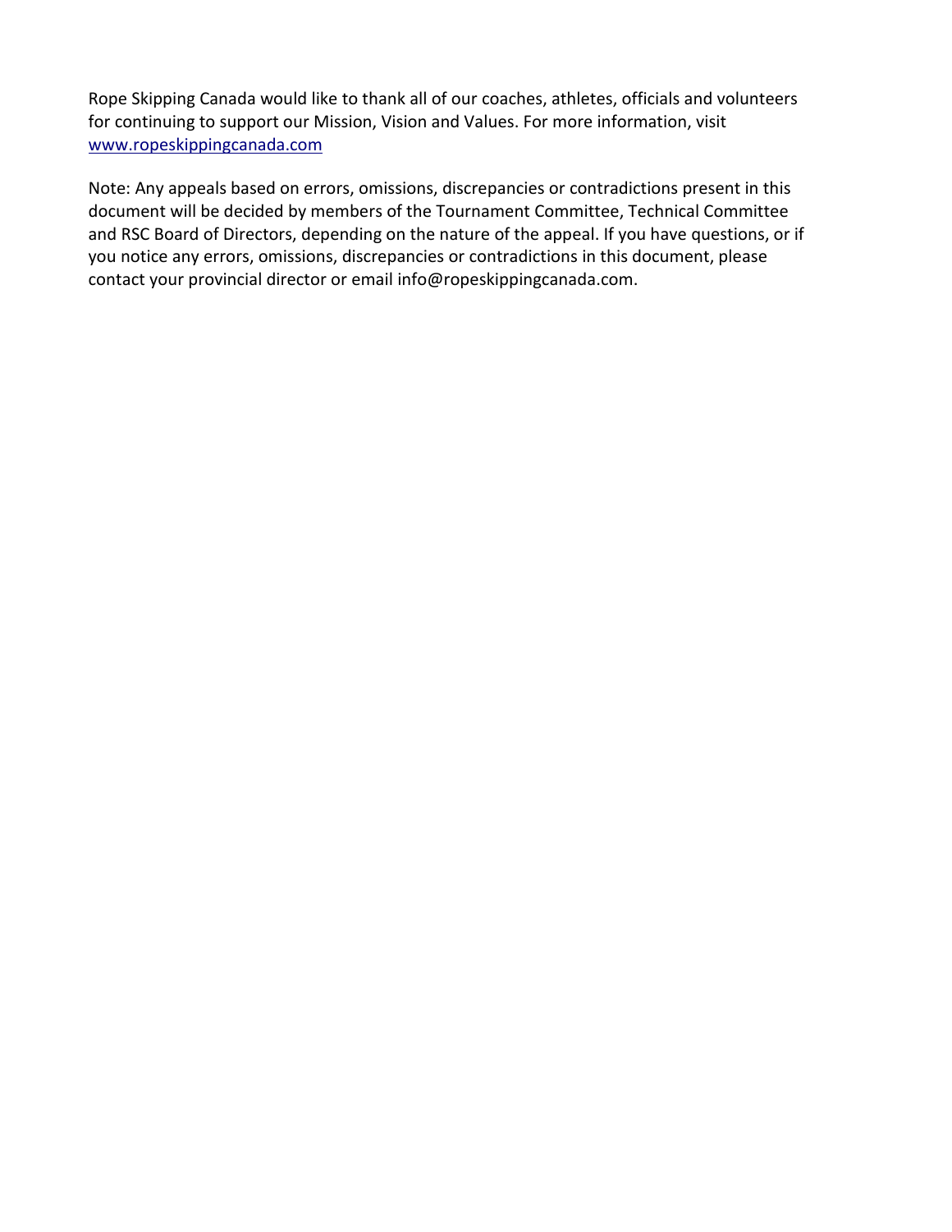Rope Skipping Canada would like to thank all of our coaches, athletes, officials and volunteers for continuing to support our Mission, Vision and Values. For more information, visit [www.ropeskippingcanada.com](http://www.ropeskippingcanada.com)

Note: Any appeals based on errors, omissions, discrepancies or contradictions present in this document will be decided by members of the Tournament Committee, Technical Committee and RSC Board of Directors, depending on the nature of the appeal. If you have questions, or if you notice any errors, omissions, discrepancies or contradictions in this document, please contact your provincial director or email info@ropeskippingcanada.com.